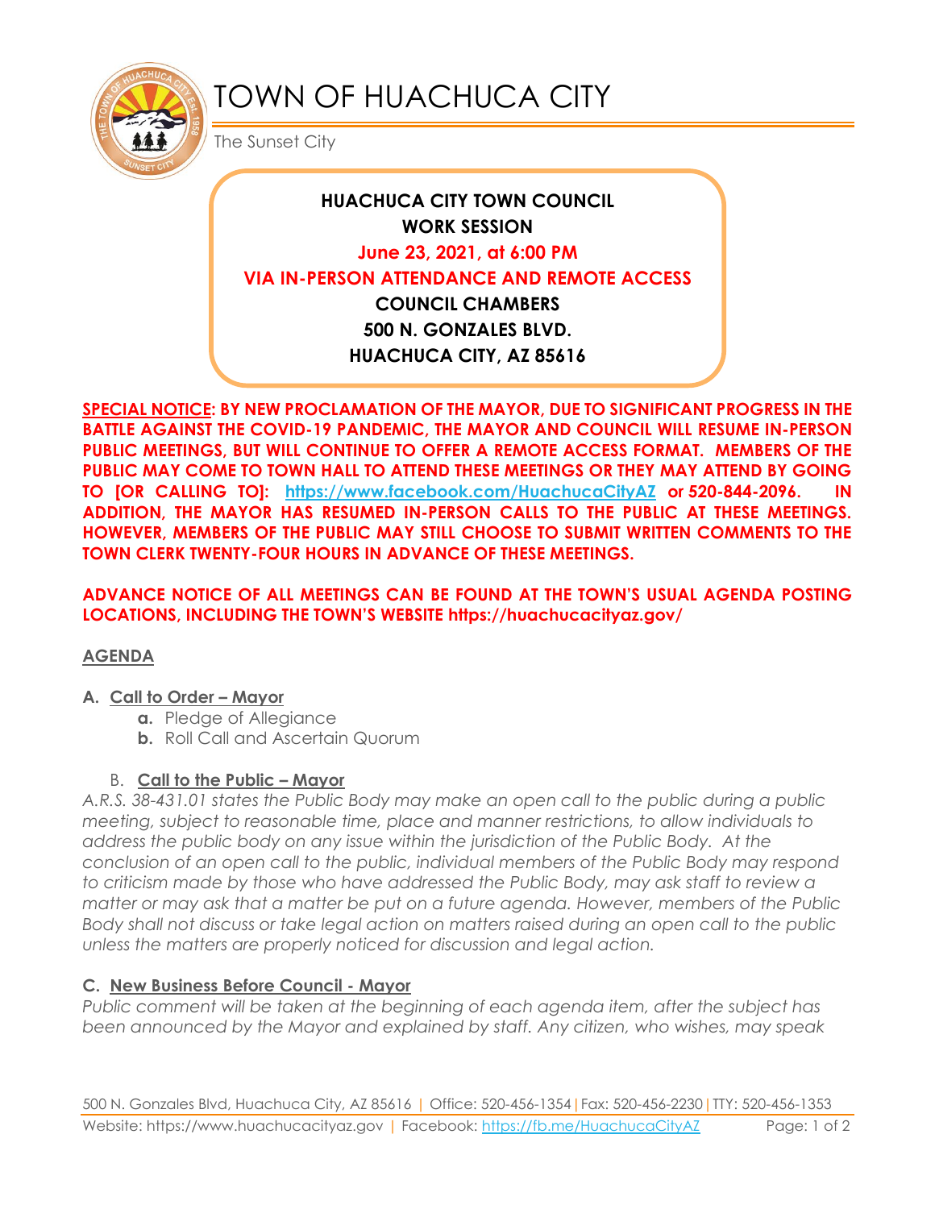# TOWN OF HUACHUCA CITY

The Sunset City

**HUACHUCA CITY TOWN COUNCIL**
**WORK SESSION**
**June 23, 2021, at 6:00 PM**
**VIA IN-PERSON ATTENDANCE AND REMOTE ACCESS**
**COUNCIL CHAMBERS**
**500 N. GONZALES BLVD.**
**HUACHUCA CITY, AZ 85616**

**SPECIAL NOTICE: BY NEW PROCLAMATION OF THE MAYOR, DUE TO SIGNIFICANT PROGRESS IN THE BATTLE AGAINST THE COVID-19 PANDEMIC, THE MAYOR AND COUNCIL WILL RESUME IN-PERSON PUBLIC MEETINGS, BUT WILL CONTINUE TO OFFER A REMOTE ACCESS FORMAT. MEMBERS OF THE PUBLIC MAY COME TO TOWN HALL TO ATTEND THESE MEETINGS OR THEY MAY ATTEND BY GOING TO [OR CALLING TO]: https://www.facebook.com/HuachucaCityAZ or 520-844-2096. IN ADDITION, THE MAYOR HAS RESUMED IN-PERSON CALLS TO THE PUBLIC AT THESE MEETINGS. HOWEVER, MEMBERS OF THE PUBLIC MAY STILL CHOOSE TO SUBMIT WRITTEN COMMENTS TO THE TOWN CLERK TWENTY-FOUR HOURS IN ADVANCE OF THESE MEETINGS.**

**ADVANCE NOTICE OF ALL MEETINGS CAN BE FOUND AT THE TOWN'S USUAL AGENDA POSTING LOCATIONS, INCLUDING THE TOWN'S WEBSITE https://huachucacityaz.gov/**

## AGENDA

**A. Call to Order – Mayor**

- **a.** Pledge of Allegiance
- **b.** Roll Call and Ascertain Quorum

**B. Call to the Public – Mayor**

*A.R.S. 38-431.01 states the Public Body may make an open call to the public during a public meeting, subject to reasonable time, place and manner restrictions, to allow individuals to address the public body on any issue within the jurisdiction of the Public Body. At the conclusion of an open call to the public, individual members of the Public Body may respond to criticism made by those who have addressed the Public Body, may ask staff to review a matter or may ask that a matter be put on a future agenda. However, members of the Public Body shall not discuss or take legal action on matters raised during an open call to the public unless the matters are properly noticed for discussion and legal action.*

**C. New Business Before Council - Mayor**

*Public comment will be taken at the beginning of each agenda item, after the subject has been announced by the Mayor and explained by staff. Any citizen, who wishes, may speak*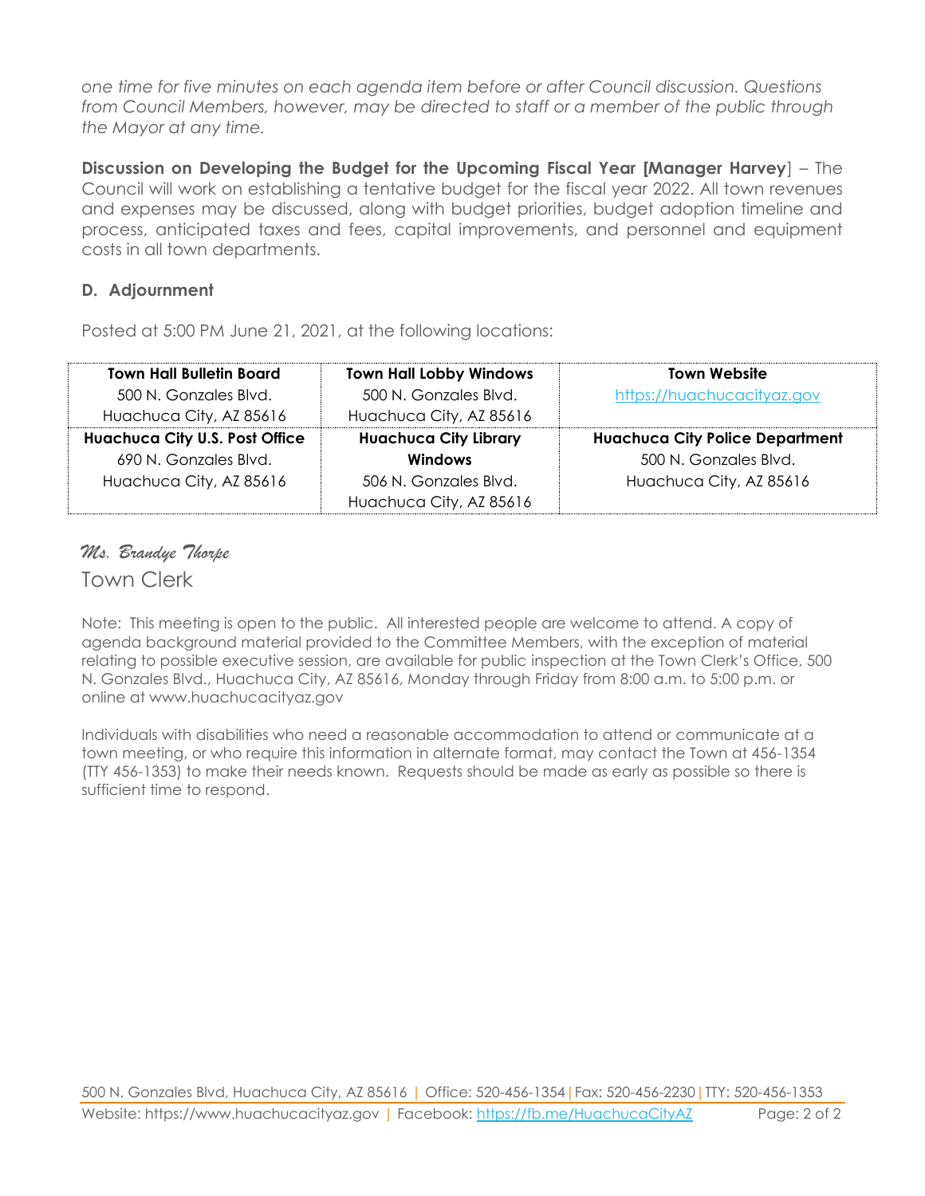*one time for five minutes on each agenda item before or after Council discussion. Questions from Council Members, however, may be directed to staff or a member of the public through the Mayor at any time.*

**Discussion on Developing the Budget for the Upcoming Fiscal Year [Manager Harvey**] – The Council will work on establishing a tentative budget for the fiscal year 2022. All town revenues and expenses may be discussed, along with budget priorities, budget adoption timeline and process, anticipated taxes and fees, capital improvements, and personnel and equipment costs in all town departments.

## D. Adjournment

Posted at 5:00 PM June 21, 2021, at the following locations:

| | | |
|---|---|---|
| **Town Hall Bulletin Board**<br>500 N. Gonzales Blvd.<br>Huachuca City, AZ 85616 | **Town Hall Lobby Windows**<br>500 N. Gonzales Blvd.<br>Huachuca City, AZ 85616 | **Town Website**<br>https://huachucacityaz.gov |
| **Huachuca City U.S. Post Office**<br>690 N. Gonzales Blvd.<br>Huachuca City, AZ 85616 | **Huachuca City Library Windows**<br>506 N. Gonzales Blvd.<br>Huachuca City, AZ 85616 | **Huachuca City Police Department**<br>500 N. Gonzales Blvd.<br>Huachuca City, AZ 85616 |

*Ms. Brandye Thorpe*
Town Clerk

Note: This meeting is open to the public. All interested people are welcome to attend. A copy of agenda background material provided to the Committee Members, with the exception of material relating to possible executive session, are available for public inspection at the Town Clerk's Office, 500 N. Gonzales Blvd., Huachuca City, AZ 85616, Monday through Friday from 8:00 a.m. to 5:00 p.m. or online at www.huachucacityaz.gov

Individuals with disabilities who need a reasonable accommodation to attend or communicate at a town meeting, or who require this information in alternate format, may contact the Town at 456-1354 (TTY 456-1353) to make their needs known. Requests should be made as early as possible so there is sufficient time to respond.